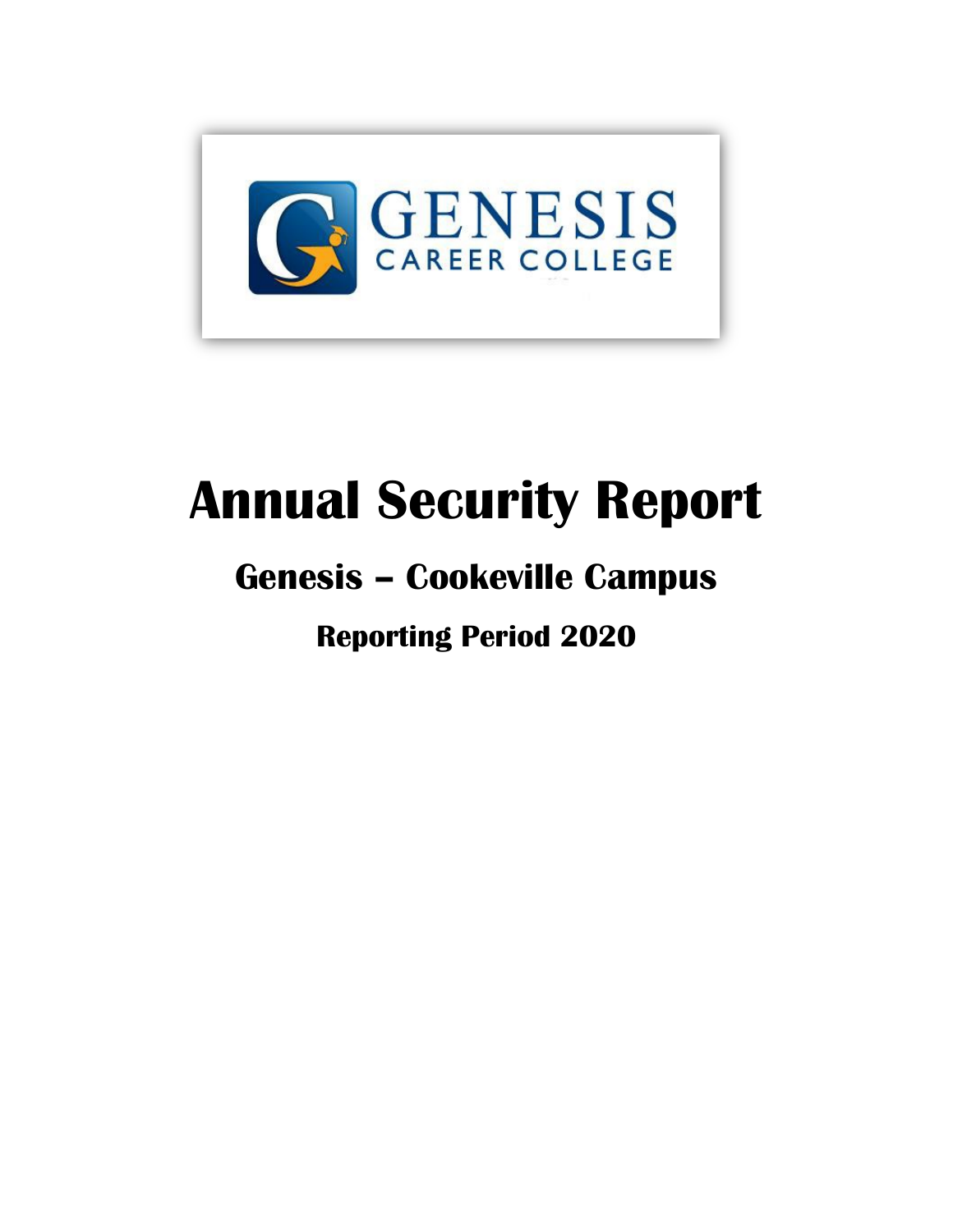# Annual Security Report

## Genesis – Cookeville Campus

### Reporting Period 2020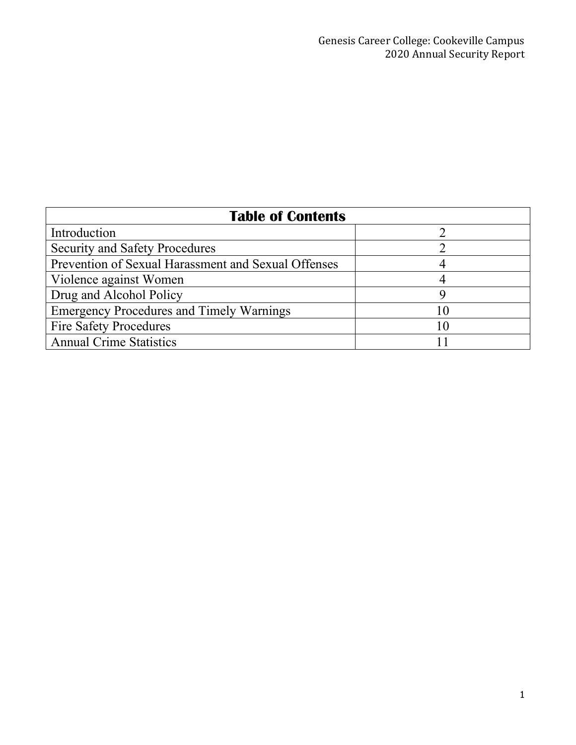| Table of Contents | |
|---|---|
| Introduction | 2 |
| Security and Safety Procedures | 2 |
| Prevention of Sexual Harassment and Sexual Offenses | 4 |
| Violence against Women | 4 |
| Drug and Alcohol Policy | 9 |
| Emergency Procedures and Timely Warnings | 10 |
| Fire Safety Procedures | 10 |
| Annual Crime Statistics | 11 |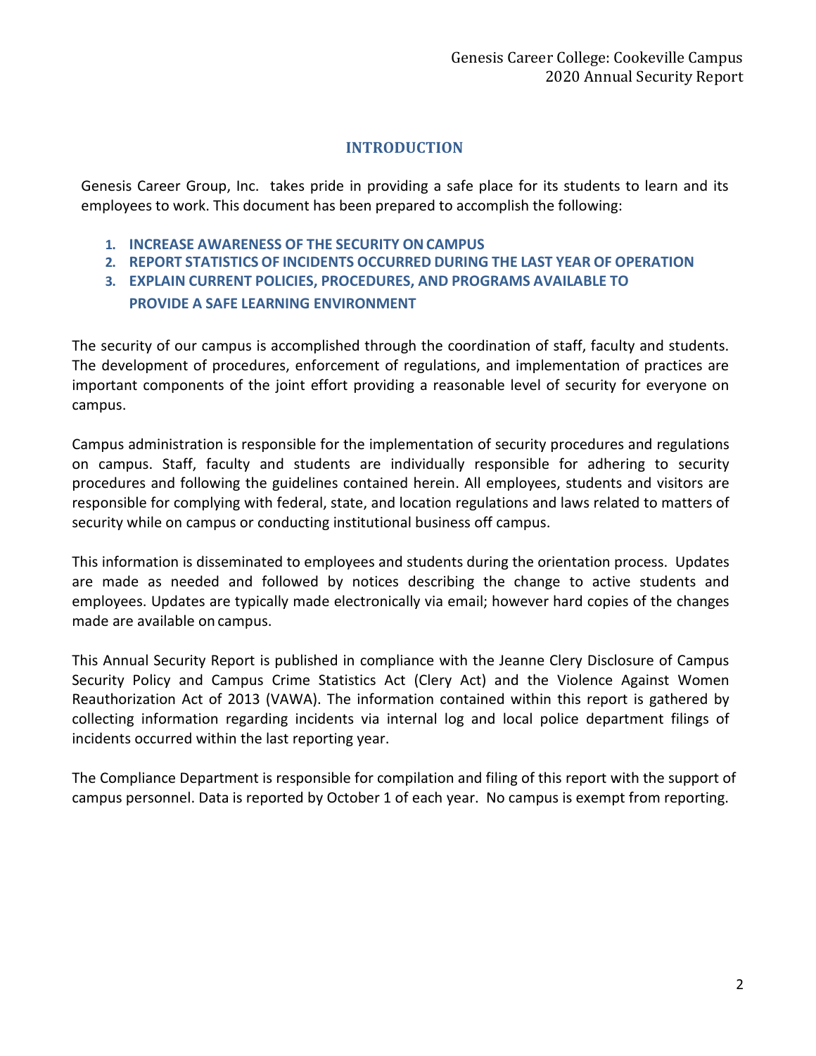## INTRODUCTION

Genesis Career Group, Inc. takes pride in providing a safe place for its students to learn and its employees to work. This document has been prepared to accomplish the following:

1. **INCREASE AWARENESS OF THE SECURITY ON CAMPUS**
2. **REPORT STATISTICS OF INCIDENTS OCCURRED DURING THE LAST YEAR OF OPERATION**
3. **EXPLAIN CURRENT POLICIES, PROCEDURES, AND PROGRAMS AVAILABLE TO PROVIDE A SAFE LEARNING ENVIRONMENT**

The security of our campus is accomplished through the coordination of staff, faculty and students. The development of procedures, enforcement of regulations, and implementation of practices are important components of the joint effort providing a reasonable level of security for everyone on campus.

Campus administration is responsible for the implementation of security procedures and regulations on campus. Staff, faculty and students are individually responsible for adhering to security procedures and following the guidelines contained herein. All employees, students and visitors are responsible for complying with federal, state, and location regulations and laws related to matters of security while on campus or conducting institutional business off campus.

This information is disseminated to employees and students during the orientation process. Updates are made as needed and followed by notices describing the change to active students and employees. Updates are typically made electronically via email; however hard copies of the changes made are available on campus.

This Annual Security Report is published in compliance with the Jeanne Clery Disclosure of Campus Security Policy and Campus Crime Statistics Act (Clery Act) and the Violence Against Women Reauthorization Act of 2013 (VAWA). The information contained within this report is gathered by collecting information regarding incidents via internal log and local police department filings of incidents occurred within the last reporting year.

The Compliance Department is responsible for compilation and filing of this report with the support of campus personnel. Data is reported by October 1 of each year. No campus is exempt from reporting.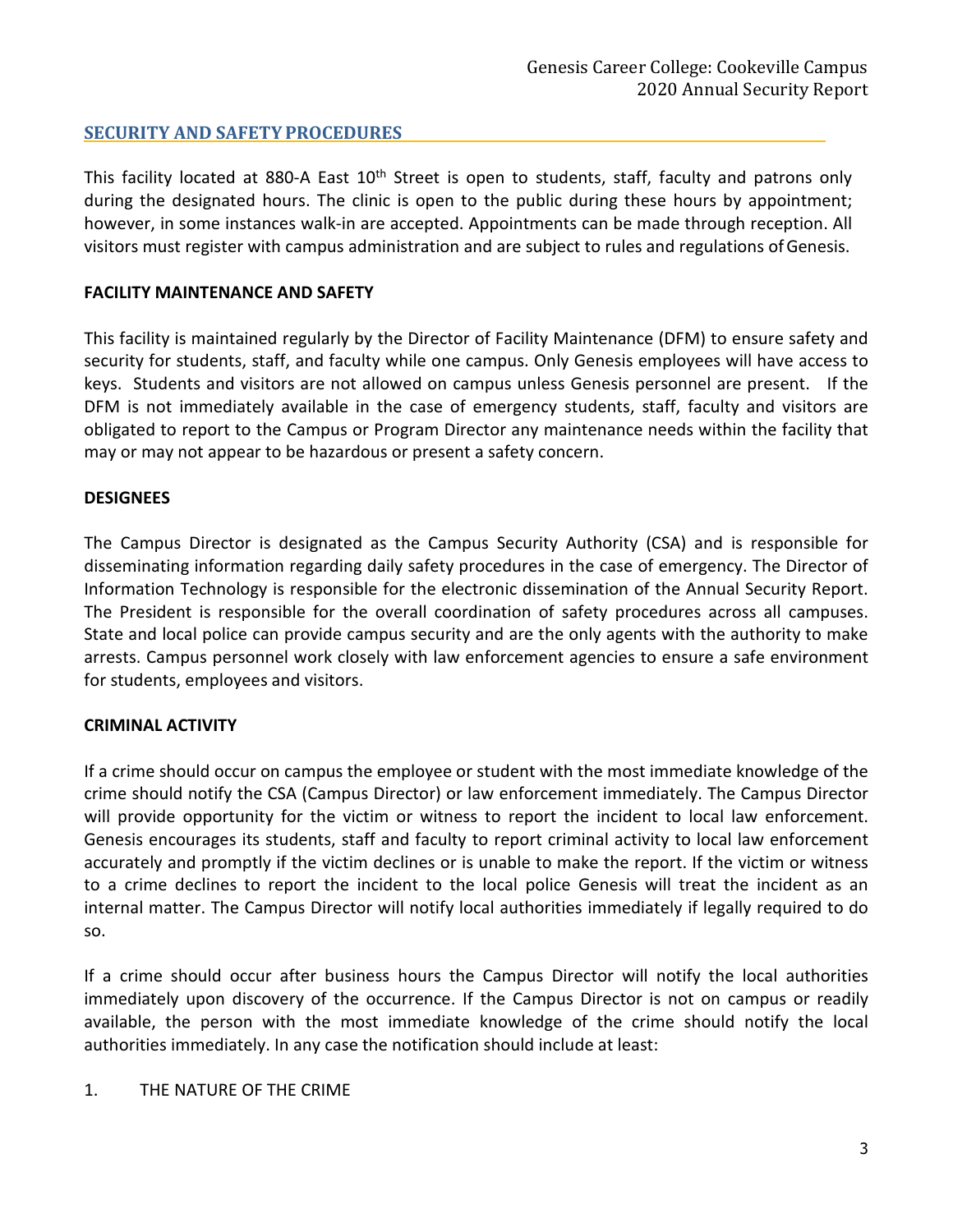## SECURITY AND SAFETY PROCEDURES

This facility located at 880-A East 10th Street is open to students, staff, faculty and patrons only during the designated hours. The clinic is open to the public during these hours by appointment; however, in some instances walk-in are accepted. Appointments can be made through reception. All visitors must register with campus administration and are subject to rules and regulations of Genesis.

**FACILITY MAINTENANCE AND SAFETY**

This facility is maintained regularly by the Director of Facility Maintenance (DFM) to ensure safety and security for students, staff, and faculty while one campus. Only Genesis employees will have access to keys. Students and visitors are not allowed on campus unless Genesis personnel are present. If the DFM is not immediately available in the case of emergency students, staff, faculty and visitors are obligated to report to the Campus or Program Director any maintenance needs within the facility that may or may not appear to be hazardous or present a safety concern.

**DESIGNEES**

The Campus Director is designated as the Campus Security Authority (CSA) and is responsible for disseminating information regarding daily safety procedures in the case of emergency. The Director of Information Technology is responsible for the electronic dissemination of the Annual Security Report. The President is responsible for the overall coordination of safety procedures across all campuses. State and local police can provide campus security and are the only agents with the authority to make arrests. Campus personnel work closely with law enforcement agencies to ensure a safe environment for students, employees and visitors.

**CRIMINAL ACTIVITY**

If a crime should occur on campus the employee or student with the most immediate knowledge of the crime should notify the CSA (Campus Director) or law enforcement immediately. The Campus Director will provide opportunity for the victim or witness to report the incident to local law enforcement. Genesis encourages its students, staff and faculty to report criminal activity to local law enforcement accurately and promptly if the victim declines or is unable to make the report. If the victim or witness to a crime declines to report the incident to the local police Genesis will treat the incident as an internal matter. The Campus Director will notify local authorities immediately if legally required to do so.

If a crime should occur after business hours the Campus Director will notify the local authorities immediately upon discovery of the occurrence. If the Campus Director is not on campus or readily available, the person with the most immediate knowledge of the crime should notify the local authorities immediately. In any case the notification should include at least:

1. THE NATURE OF THE CRIME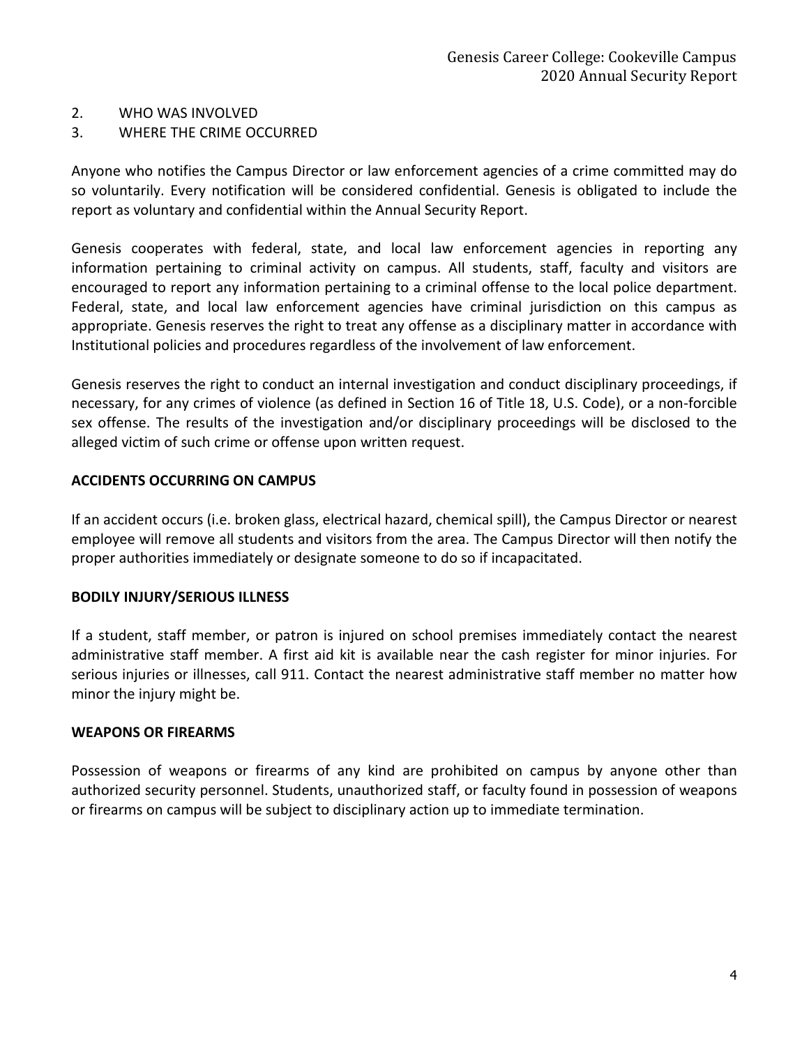2. WHO WAS INVOLVED
3. WHERE THE CRIME OCCURRED

Anyone who notifies the Campus Director or law enforcement agencies of a crime committed may do so voluntarily. Every notification will be considered confidential. Genesis is obligated to include the report as voluntary and confidential within the Annual Security Report.

Genesis cooperates with federal, state, and local law enforcement agencies in reporting any information pertaining to criminal activity on campus. All students, staff, faculty and visitors are encouraged to report any information pertaining to a criminal offense to the local police department. Federal, state, and local law enforcement agencies have criminal jurisdiction on this campus as appropriate. Genesis reserves the right to treat any offense as a disciplinary matter in accordance with Institutional policies and procedures regardless of the involvement of law enforcement.

Genesis reserves the right to conduct an internal investigation and conduct disciplinary proceedings, if necessary, for any crimes of violence (as defined in Section 16 of Title 18, U.S. Code), or a non-forcible sex offense. The results of the investigation and/or disciplinary proceedings will be disclosed to the alleged victim of such crime or offense upon written request.

**ACCIDENTS OCCURRING ON CAMPUS**

If an accident occurs (i.e. broken glass, electrical hazard, chemical spill), the Campus Director or nearest employee will remove all students and visitors from the area. The Campus Director will then notify the proper authorities immediately or designate someone to do so if incapacitated.

**BODILY INJURY/SERIOUS ILLNESS**

If a student, staff member, or patron is injured on school premises immediately contact the nearest administrative staff member. A first aid kit is available near the cash register for minor injuries. For serious injuries or illnesses, call 911. Contact the nearest administrative staff member no matter how minor the injury might be.

**WEAPONS OR FIREARMS**

Possession of weapons or firearms of any kind are prohibited on campus by anyone other than authorized security personnel. Students, unauthorized staff, or faculty found in possession of weapons or firearms on campus will be subject to disciplinary action up to immediate termination.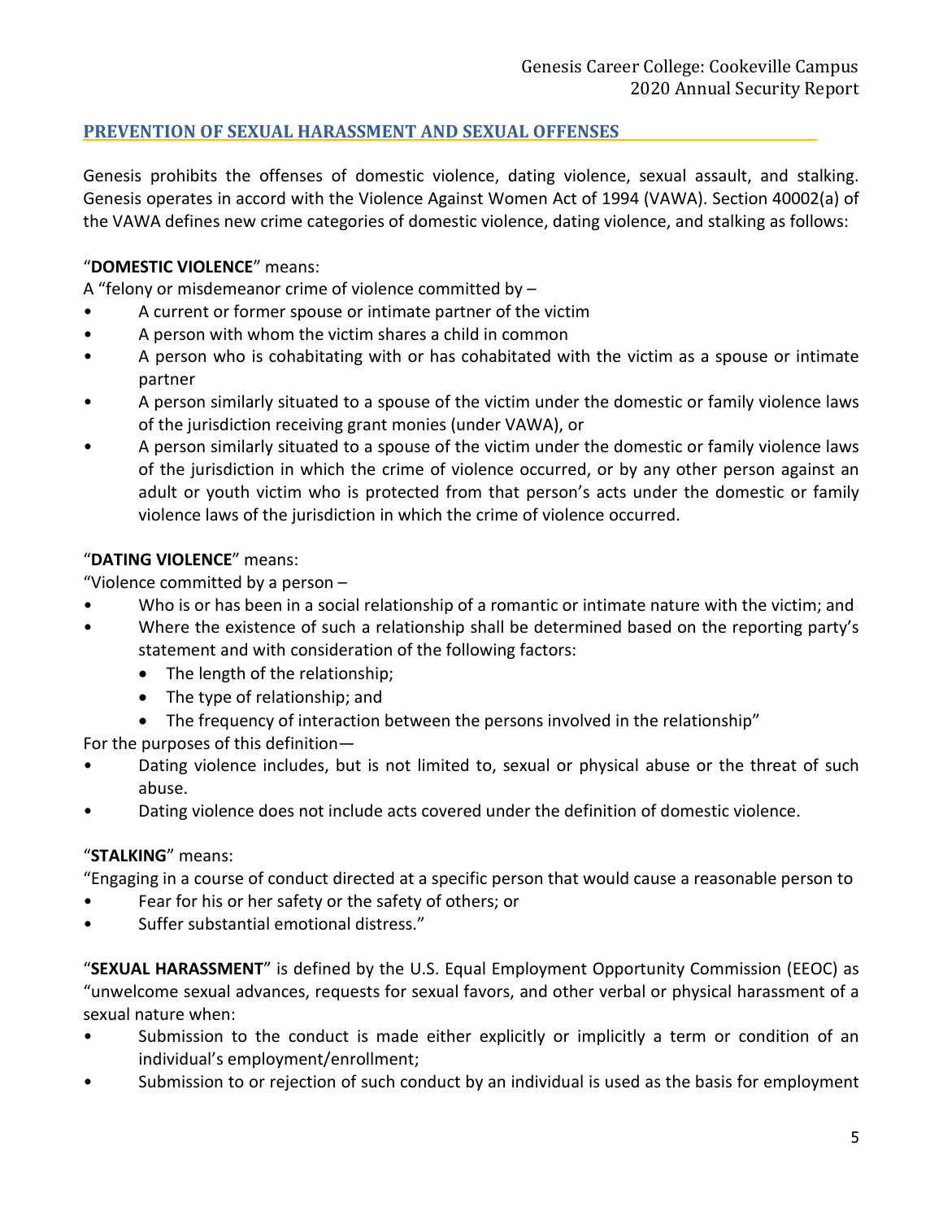## PREVENTION OF SEXUAL HARASSMENT AND SEXUAL OFFENSES

Genesis prohibits the offenses of domestic violence, dating violence, sexual assault, and stalking. Genesis operates in accord with the Violence Against Women Act of 1994 (VAWA). Section 40002(a) of the VAWA defines new crime categories of domestic violence, dating violence, and stalking as follows:

"**DOMESTIC VIOLENCE**" means:

A "felony or misdemeanor crime of violence committed by –

- A current or former spouse or intimate partner of the victim
- A person with whom the victim shares a child in common
- A person who is cohabitating with or has cohabitated with the victim as a spouse or intimate partner
- A person similarly situated to a spouse of the victim under the domestic or family violence laws of the jurisdiction receiving grant monies (under VAWA), or
- A person similarly situated to a spouse of the victim under the domestic or family violence laws of the jurisdiction in which the crime of violence occurred, or by any other person against an adult or youth victim who is protected from that person's acts under the domestic or family violence laws of the jurisdiction in which the crime of violence occurred.

"**DATING VIOLENCE**" means:

"Violence committed by a person –

- Who is or has been in a social relationship of a romantic or intimate nature with the victim; and
- Where the existence of such a relationship shall be determined based on the reporting party's statement and with consideration of the following factors:
  - The length of the relationship;
  - The type of relationship; and
  - The frequency of interaction between the persons involved in the relationship"

For the purposes of this definition—

- Dating violence includes, but is not limited to, sexual or physical abuse or the threat of such abuse.
- Dating violence does not include acts covered under the definition of domestic violence.

"**STALKING**" means:

"Engaging in a course of conduct directed at a specific person that would cause a reasonable person to

- Fear for his or her safety or the safety of others; or
- Suffer substantial emotional distress."

"**SEXUAL HARASSMENT**" is defined by the U.S. Equal Employment Opportunity Commission (EEOC) as "unwelcome sexual advances, requests for sexual favors, and other verbal or physical harassment of a sexual nature when:

- Submission to the conduct is made either explicitly or implicitly a term or condition of an individual's employment/enrollment;
- Submission to or rejection of such conduct by an individual is used as the basis for employment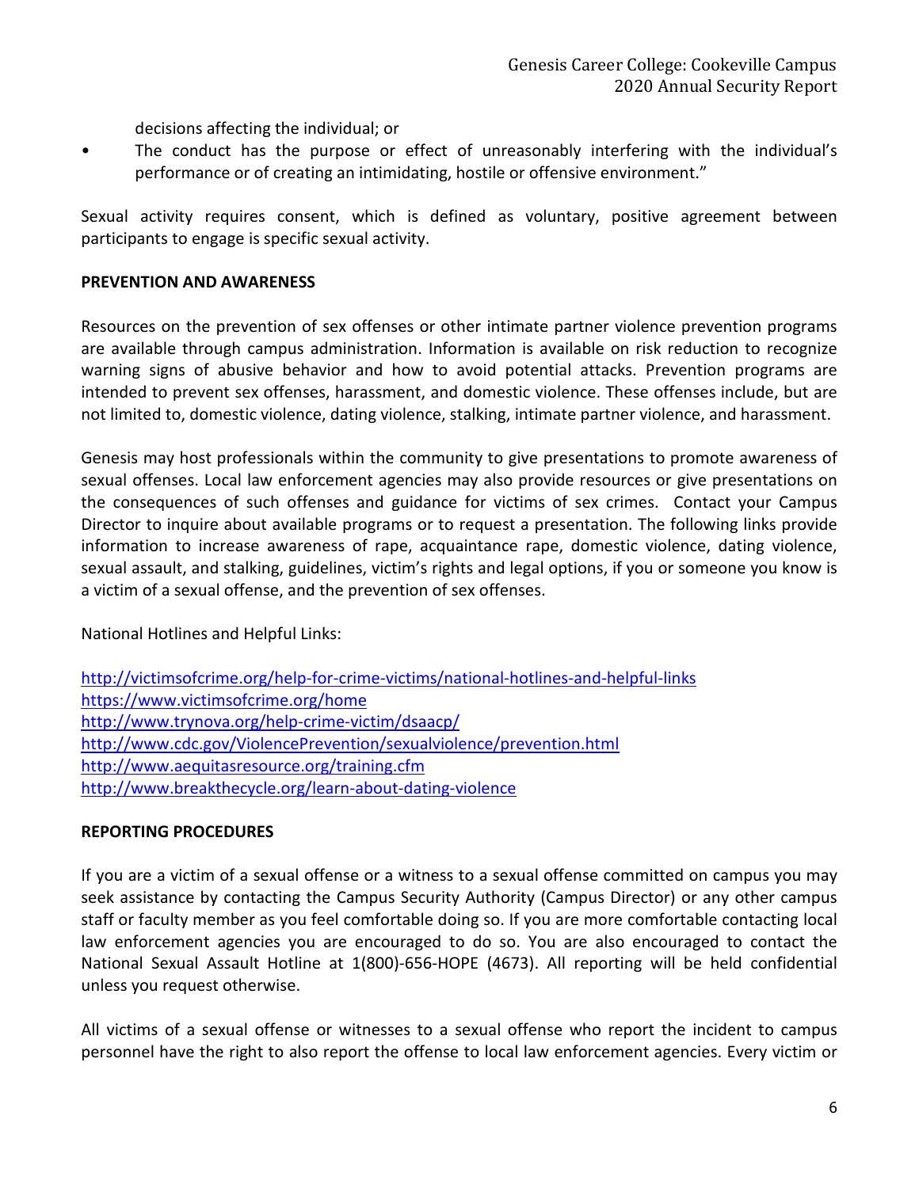decisions affecting the individual; or

- The conduct has the purpose or effect of unreasonably interfering with the individual's performance or of creating an intimidating, hostile or offensive environment."

Sexual activity requires consent, which is defined as voluntary, positive agreement between participants to engage is specific sexual activity.

**PREVENTION AND AWARENESS**

Resources on the prevention of sex offenses or other intimate partner violence prevention programs are available through campus administration. Information is available on risk reduction to recognize warning signs of abusive behavior and how to avoid potential attacks. Prevention programs are intended to prevent sex offenses, harassment, and domestic violence. These offenses include, but are not limited to, domestic violence, dating violence, stalking, intimate partner violence, and harassment.

Genesis may host professionals within the community to give presentations to promote awareness of sexual offenses. Local law enforcement agencies may also provide resources or give presentations on the consequences of such offenses and guidance for victims of sex crimes. Contact your Campus Director to inquire about available programs or to request a presentation. The following links provide information to increase awareness of rape, acquaintance rape, domestic violence, dating violence, sexual assault, and stalking, guidelines, victim's rights and legal options, if you or someone you know is a victim of a sexual offense, and the prevention of sex offenses.

National Hotlines and Helpful Links:

http://victimsofcrime.org/help-for-crime-victims/national-hotlines-and-helpful-links
https://www.victimsofcrime.org/home
http://www.trynova.org/help-crime-victim/dsaacp/
http://www.cdc.gov/ViolencePrevention/sexualviolence/prevention.html
http://www.aequitasresource.org/training.cfm
http://www.breakthecycle.org/learn-about-dating-violence

**REPORTING PROCEDURES**

If you are a victim of a sexual offense or a witness to a sexual offense committed on campus you may seek assistance by contacting the Campus Security Authority (Campus Director) or any other campus staff or faculty member as you feel comfortable doing so. If you are more comfortable contacting local law enforcement agencies you are encouraged to do so. You are also encouraged to contact the National Sexual Assault Hotline at 1(800)-656-HOPE (4673). All reporting will be held confidential unless you request otherwise.

All victims of a sexual offense or witnesses to a sexual offense who report the incident to campus personnel have the right to also report the offense to local law enforcement agencies. Every victim or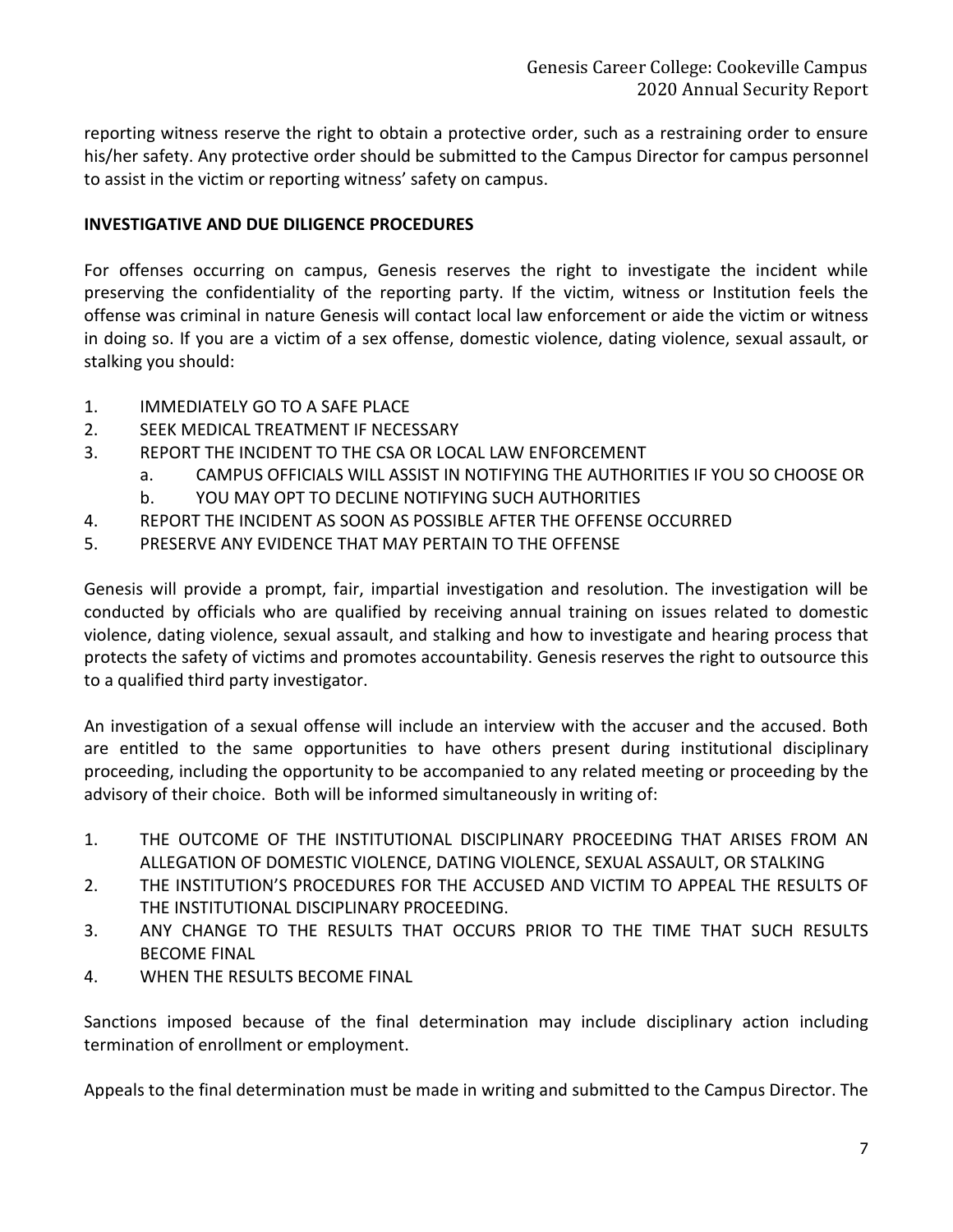reporting witness reserve the right to obtain a protective order, such as a restraining order to ensure his/her safety. Any protective order should be submitted to the Campus Director for campus personnel to assist in the victim or reporting witness' safety on campus.

**INVESTIGATIVE AND DUE DILIGENCE PROCEDURES**

For offenses occurring on campus, Genesis reserves the right to investigate the incident while preserving the confidentiality of the reporting party. If the victim, witness or Institution feels the offense was criminal in nature Genesis will contact local law enforcement or aide the victim or witness in doing so. If you are a victim of a sex offense, domestic violence, dating violence, sexual assault, or stalking you should:

1. IMMEDIATELY GO TO A SAFE PLACE
2. SEEK MEDICAL TREATMENT IF NECESSARY
3. REPORT THE INCIDENT TO THE CSA OR LOCAL LAW ENFORCEMENT
    a. CAMPUS OFFICIALS WILL ASSIST IN NOTIFYING THE AUTHORITIES IF YOU SO CHOOSE OR
    b. YOU MAY OPT TO DECLINE NOTIFYING SUCH AUTHORITIES
4. REPORT THE INCIDENT AS SOON AS POSSIBLE AFTER THE OFFENSE OCCURRED
5. PRESERVE ANY EVIDENCE THAT MAY PERTAIN TO THE OFFENSE

Genesis will provide a prompt, fair, impartial investigation and resolution. The investigation will be conducted by officials who are qualified by receiving annual training on issues related to domestic violence, dating violence, sexual assault, and stalking and how to investigate and hearing process that protects the safety of victims and promotes accountability. Genesis reserves the right to outsource this to a qualified third party investigator.

An investigation of a sexual offense will include an interview with the accuser and the accused. Both are entitled to the same opportunities to have others present during institutional disciplinary proceeding, including the opportunity to be accompanied to any related meeting or proceeding by the advisory of their choice. Both will be informed simultaneously in writing of:

1. THE OUTCOME OF THE INSTITUTIONAL DISCIPLINARY PROCEEDING THAT ARISES FROM AN ALLEGATION OF DOMESTIC VIOLENCE, DATING VIOLENCE, SEXUAL ASSAULT, OR STALKING
2. THE INSTITUTION'S PROCEDURES FOR THE ACCUSED AND VICTIM TO APPEAL THE RESULTS OF THE INSTITUTIONAL DISCIPLINARY PROCEEDING.
3. ANY CHANGE TO THE RESULTS THAT OCCURS PRIOR TO THE TIME THAT SUCH RESULTS BECOME FINAL
4. WHEN THE RESULTS BECOME FINAL

Sanctions imposed because of the final determination may include disciplinary action including termination of enrollment or employment.

Appeals to the final determination must be made in writing and submitted to the Campus Director. The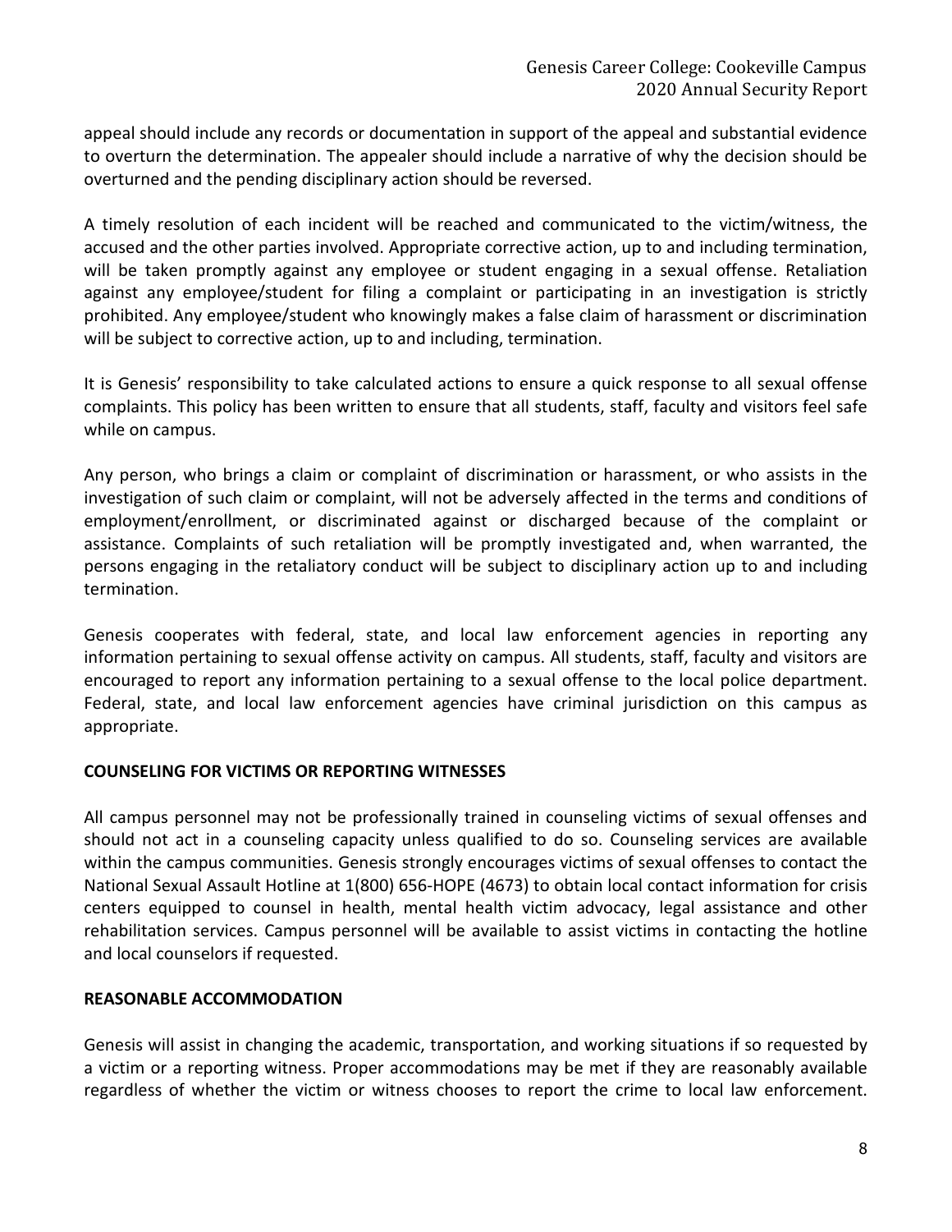appeal should include any records or documentation in support of the appeal and substantial evidence to overturn the determination. The appealer should include a narrative of why the decision should be overturned and the pending disciplinary action should be reversed.

A timely resolution of each incident will be reached and communicated to the victim/witness, the accused and the other parties involved. Appropriate corrective action, up to and including termination, will be taken promptly against any employee or student engaging in a sexual offense. Retaliation against any employee/student for filing a complaint or participating in an investigation is strictly prohibited. Any employee/student who knowingly makes a false claim of harassment or discrimination will be subject to corrective action, up to and including, termination.

It is Genesis' responsibility to take calculated actions to ensure a quick response to all sexual offense complaints. This policy has been written to ensure that all students, staff, faculty and visitors feel safe while on campus.

Any person, who brings a claim or complaint of discrimination or harassment, or who assists in the investigation of such claim or complaint, will not be adversely affected in the terms and conditions of employment/enrollment, or discriminated against or discharged because of the complaint or assistance. Complaints of such retaliation will be promptly investigated and, when warranted, the persons engaging in the retaliatory conduct will be subject to disciplinary action up to and including termination.

Genesis cooperates with federal, state, and local law enforcement agencies in reporting any information pertaining to sexual offense activity on campus. All students, staff, faculty and visitors are encouraged to report any information pertaining to a sexual offense to the local police department. Federal, state, and local law enforcement agencies have criminal jurisdiction on this campus as appropriate.

**COUNSELING FOR VICTIMS OR REPORTING WITNESSES**

All campus personnel may not be professionally trained in counseling victims of sexual offenses and should not act in a counseling capacity unless qualified to do so. Counseling services are available within the campus communities. Genesis strongly encourages victims of sexual offenses to contact the National Sexual Assault Hotline at 1(800) 656-HOPE (4673) to obtain local contact information for crisis centers equipped to counsel in health, mental health victim advocacy, legal assistance and other rehabilitation services. Campus personnel will be available to assist victims in contacting the hotline and local counselors if requested.

**REASONABLE ACCOMMODATION**

Genesis will assist in changing the academic, transportation, and working situations if so requested by a victim or a reporting witness. Proper accommodations may be met if they are reasonably available regardless of whether the victim or witness chooses to report the crime to local law enforcement.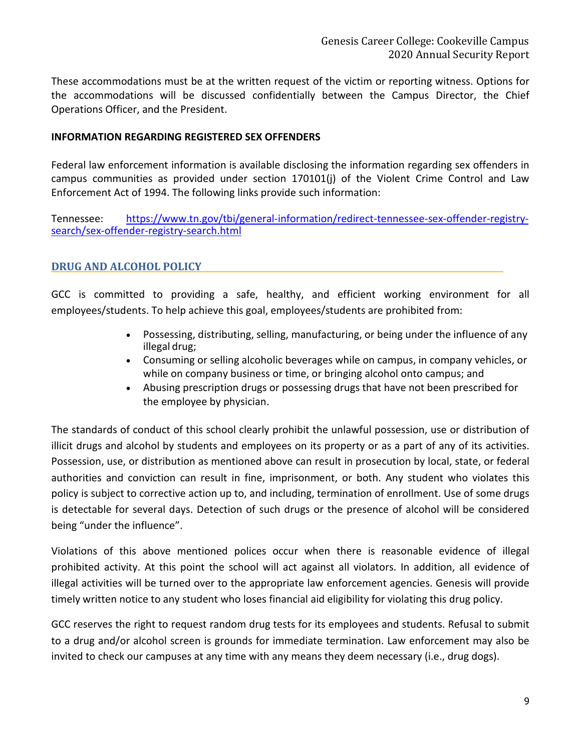These accommodations must be at the written request of the victim or reporting witness. Options for the accommodations will be discussed confidentially between the Campus Director, the Chief Operations Officer, and the President.

**INFORMATION REGARDING REGISTERED SEX OFFENDERS**

Federal law enforcement information is available disclosing the information regarding sex offenders in campus communities as provided under section 170101(j) of the Violent Crime Control and Law Enforcement Act of 1994. The following links provide such information:

Tennessee: [https://www.tn.gov/tbi/general-information/redirect-tennessee-sex-offender-registry-search/sex-offender-registry-search.html](https://www.tn.gov/tbi/general-information/redirect-tennessee-sex-offender-registry-search/sex-offender-registry-search.html)

## DRUG AND ALCOHOL POLICY

GCC is committed to providing a safe, healthy, and efficient working environment for all employees/students. To help achieve this goal, employees/students are prohibited from:

- Possessing, distributing, selling, manufacturing, or being under the influence of any illegal drug;
- Consuming or selling alcoholic beverages while on campus, in company vehicles, or while on company business or time, or bringing alcohol onto campus; and
- Abusing prescription drugs or possessing drugs that have not been prescribed for the employee by physician.

The standards of conduct of this school clearly prohibit the unlawful possession, use or distribution of illicit drugs and alcohol by students and employees on its property or as a part of any of its activities. Possession, use, or distribution as mentioned above can result in prosecution by local, state, or federal authorities and conviction can result in fine, imprisonment, or both. Any student who violates this policy is subject to corrective action up to, and including, termination of enrollment. Use of some drugs is detectable for several days. Detection of such drugs or the presence of alcohol will be considered being "under the influence".

Violations of this above mentioned polices occur when there is reasonable evidence of illegal prohibited activity. At this point the school will act against all violators. In addition, all evidence of illegal activities will be turned over to the appropriate law enforcement agencies. Genesis will provide timely written notice to any student who loses financial aid eligibility for violating this drug policy.

GCC reserves the right to request random drug tests for its employees and students. Refusal to submit to a drug and/or alcohol screen is grounds for immediate termination. Law enforcement may also be invited to check our campuses at any time with any means they deem necessary (i.e., drug dogs).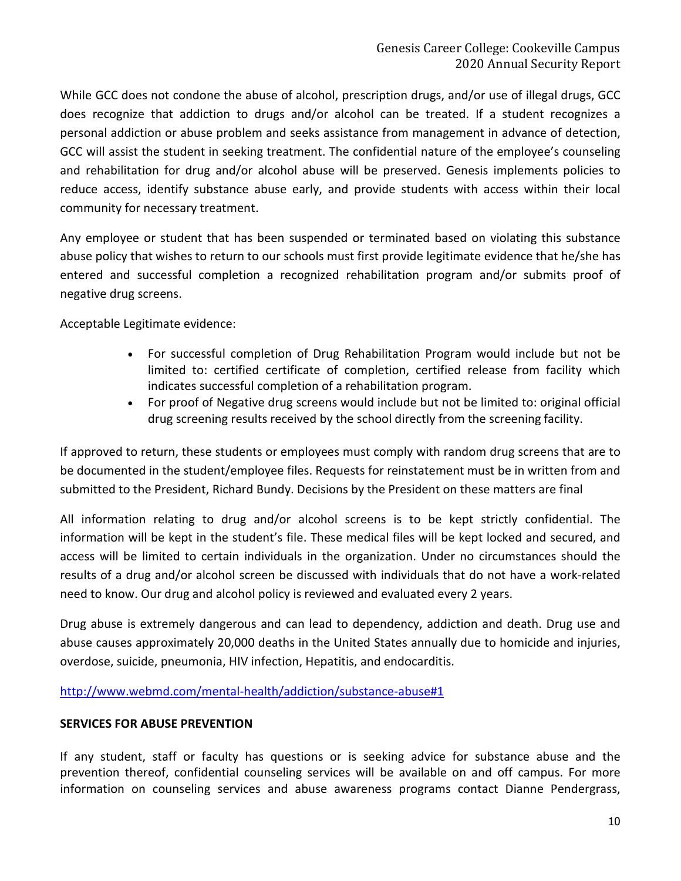While GCC does not condone the abuse of alcohol, prescription drugs, and/or use of illegal drugs, GCC does recognize that addiction to drugs and/or alcohol can be treated. If a student recognizes a personal addiction or abuse problem and seeks assistance from management in advance of detection, GCC will assist the student in seeking treatment. The confidential nature of the employee's counseling and rehabilitation for drug and/or alcohol abuse will be preserved. Genesis implements policies to reduce access, identify substance abuse early, and provide students with access within their local community for necessary treatment.

Any employee or student that has been suspended or terminated based on violating this substance abuse policy that wishes to return to our schools must first provide legitimate evidence that he/she has entered and successful completion a recognized rehabilitation program and/or submits proof of negative drug screens.

Acceptable Legitimate evidence:

- For successful completion of Drug Rehabilitation Program would include but not be limited to: certified certificate of completion, certified release from facility which indicates successful completion of a rehabilitation program.
- For proof of Negative drug screens would include but not be limited to: original official drug screening results received by the school directly from the screening facility.

If approved to return, these students or employees must comply with random drug screens that are to be documented in the student/employee files. Requests for reinstatement must be in written from and submitted to the President, Richard Bundy. Decisions by the President on these matters are final

All information relating to drug and/or alcohol screens is to be kept strictly confidential. The information will be kept in the student's file. These medical files will be kept locked and secured, and access will be limited to certain individuals in the organization. Under no circumstances should the results of a drug and/or alcohol screen be discussed with individuals that do not have a work-related need to know. Our drug and alcohol policy is reviewed and evaluated every 2 years.

Drug abuse is extremely dangerous and can lead to dependency, addiction and death. Drug use and abuse causes approximately 20,000 deaths in the United States annually due to homicide and injuries, overdose, suicide, pneumonia, HIV infection, Hepatitis, and endocarditis.

http://www.webmd.com/mental-health/addiction/substance-abuse#1

**SERVICES FOR ABUSE PREVENTION**

If any student, staff or faculty has questions or is seeking advice for substance abuse and the prevention thereof, confidential counseling services will be available on and off campus. For more information on counseling services and abuse awareness programs contact Dianne Pendergrass,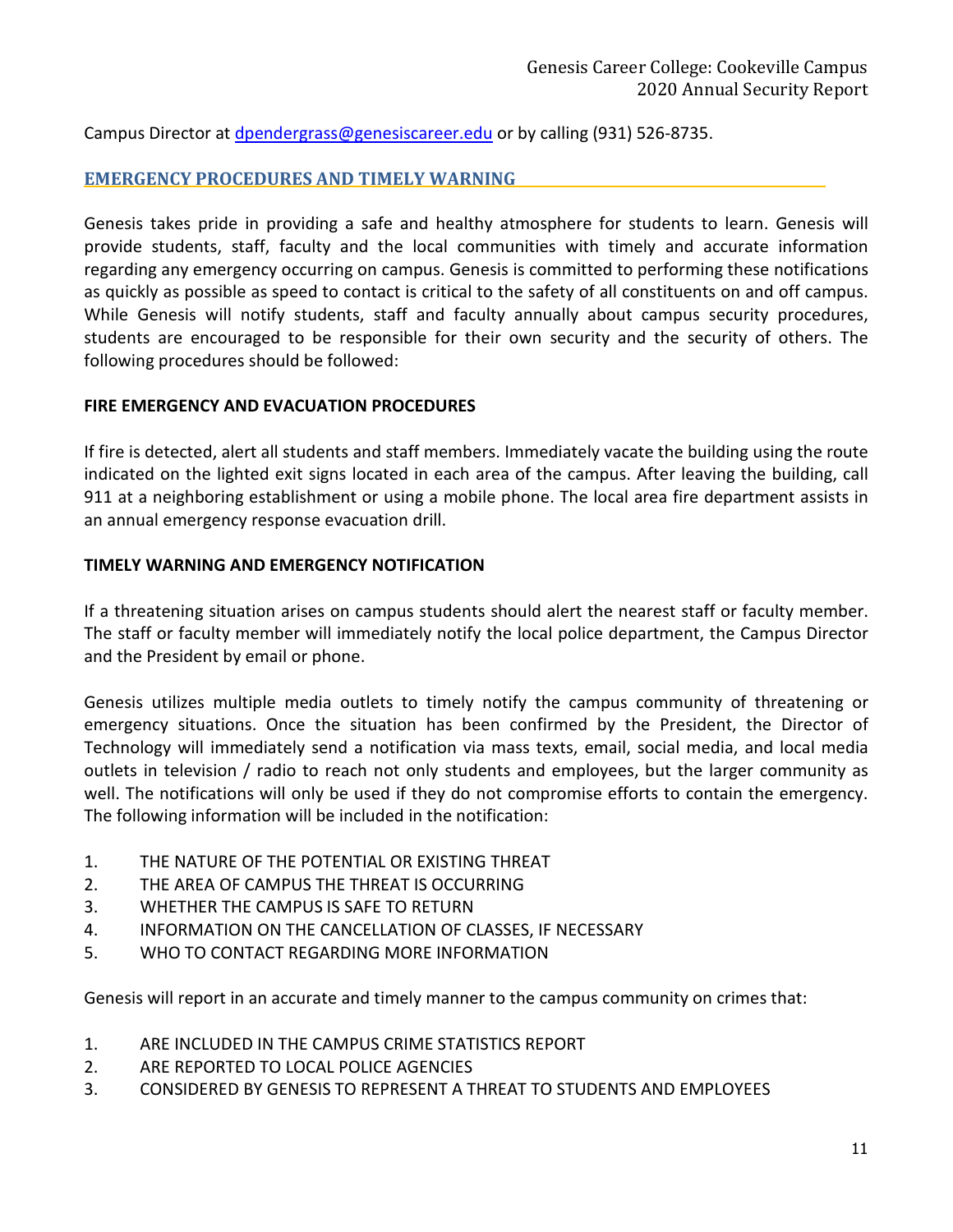Campus Director at dpendergrass@genesiscareer.edu or by calling (931) 526-8735.

## EMERGENCY PROCEDURES AND TIMELY WARNING

Genesis takes pride in providing a safe and healthy atmosphere for students to learn. Genesis will provide students, staff, faculty and the local communities with timely and accurate information regarding any emergency occurring on campus. Genesis is committed to performing these notifications as quickly as possible as speed to contact is critical to the safety of all constituents on and off campus. While Genesis will notify students, staff and faculty annually about campus security procedures, students are encouraged to be responsible for their own security and the security of others. The following procedures should be followed:

### FIRE EMERGENCY AND EVACUATION PROCEDURES

If fire is detected, alert all students and staff members. Immediately vacate the building using the route indicated on the lighted exit signs located in each area of the campus. After leaving the building, call 911 at a neighboring establishment or using a mobile phone. The local area fire department assists in an annual emergency response evacuation drill.

### TIMELY WARNING AND EMERGENCY NOTIFICATION

If a threatening situation arises on campus students should alert the nearest staff or faculty member. The staff or faculty member will immediately notify the local police department, the Campus Director and the President by email or phone.

Genesis utilizes multiple media outlets to timely notify the campus community of threatening or emergency situations. Once the situation has been confirmed by the President, the Director of Technology will immediately send a notification via mass texts, email, social media, and local media outlets in television / radio to reach not only students and employees, but the larger community as well. The notifications will only be used if they do not compromise efforts to contain the emergency. The following information will be included in the notification:

1. THE NATURE OF THE POTENTIAL OR EXISTING THREAT
2. THE AREA OF CAMPUS THE THREAT IS OCCURRING
3. WHETHER THE CAMPUS IS SAFE TO RETURN
4. INFORMATION ON THE CANCELLATION OF CLASSES, IF NECESSARY
5. WHO TO CONTACT REGARDING MORE INFORMATION

Genesis will report in an accurate and timely manner to the campus community on crimes that:

1. ARE INCLUDED IN THE CAMPUS CRIME STATISTICS REPORT
2. ARE REPORTED TO LOCAL POLICE AGENCIES
3. CONSIDERED BY GENESIS TO REPRESENT A THREAT TO STUDENTS AND EMPLOYEES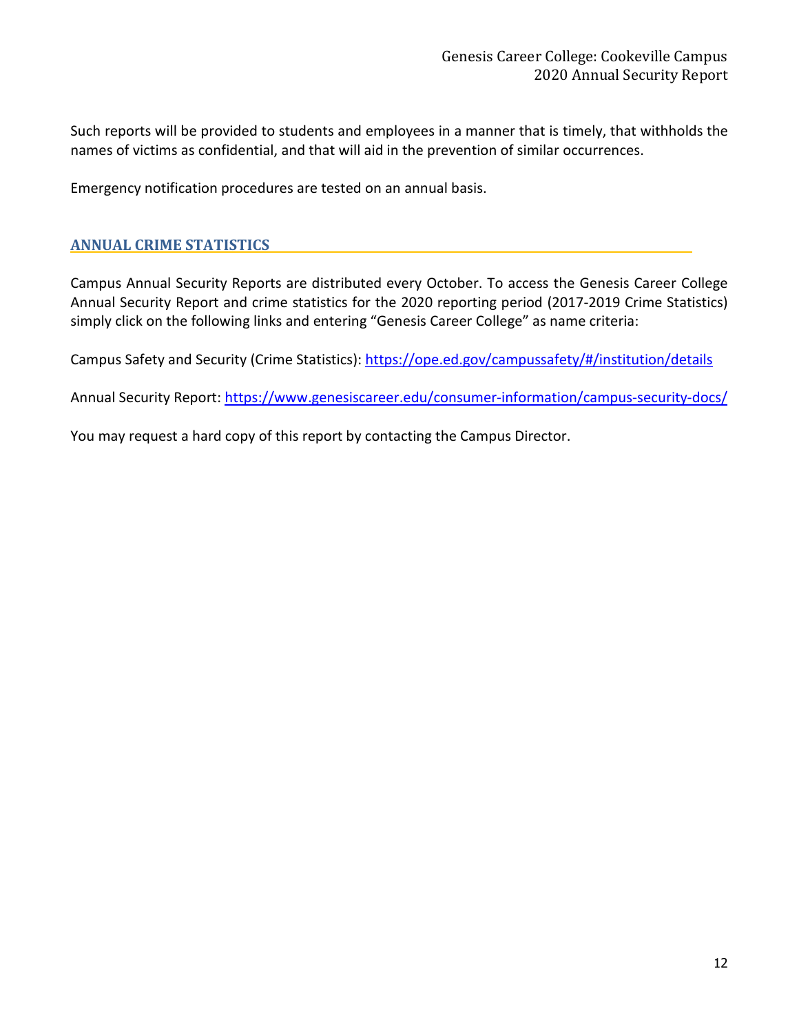Such reports will be provided to students and employees in a manner that is timely, that withholds the names of victims as confidential, and that will aid in the prevention of similar occurrences.

Emergency notification procedures are tested on an annual basis.

## ANNUAL CRIME STATISTICS

Campus Annual Security Reports are distributed every October. To access the Genesis Career College Annual Security Report and crime statistics for the 2020 reporting period (2017-2019 Crime Statistics) simply click on the following links and entering "Genesis Career College" as name criteria:

Campus Safety and Security (Crime Statistics): https://ope.ed.gov/campussafety/#/institution/details

Annual Security Report: https://www.genesiscareer.edu/consumer-information/campus-security-docs/

You may request a hard copy of this report by contacting the Campus Director.